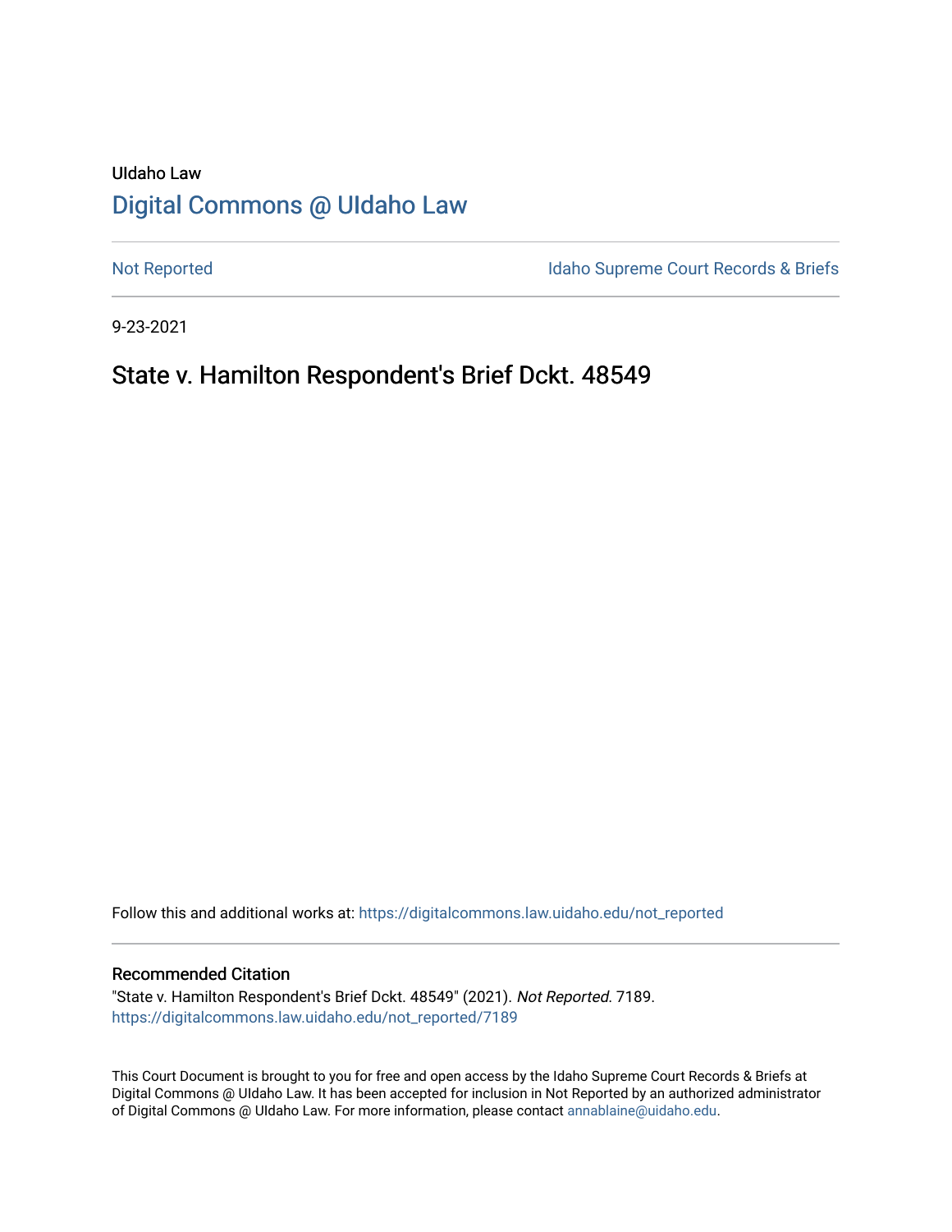UIdaho Law

# Digital Commons @ UIdaho Law

Not Reported

Idaho Supreme Court Records & Briefs

9-23-2021

## State v. Hamilton Respondent's Brief Dckt. 48549

Follow this and additional works at: https://digitalcommons.law.uidaho.edu/not_reported

### Recommended Citation

"State v. Hamilton Respondent's Brief Dckt. 48549" (2021). *Not Reported*. 7189.
https://digitalcommons.law.uidaho.edu/not_reported/7189

This Court Document is brought to you for free and open access by the Idaho Supreme Court Records & Briefs at Digital Commons @ UIdaho Law. It has been accepted for inclusion in Not Reported by an authorized administrator of Digital Commons @ UIdaho Law. For more information, please contact annablaine@uidaho.edu.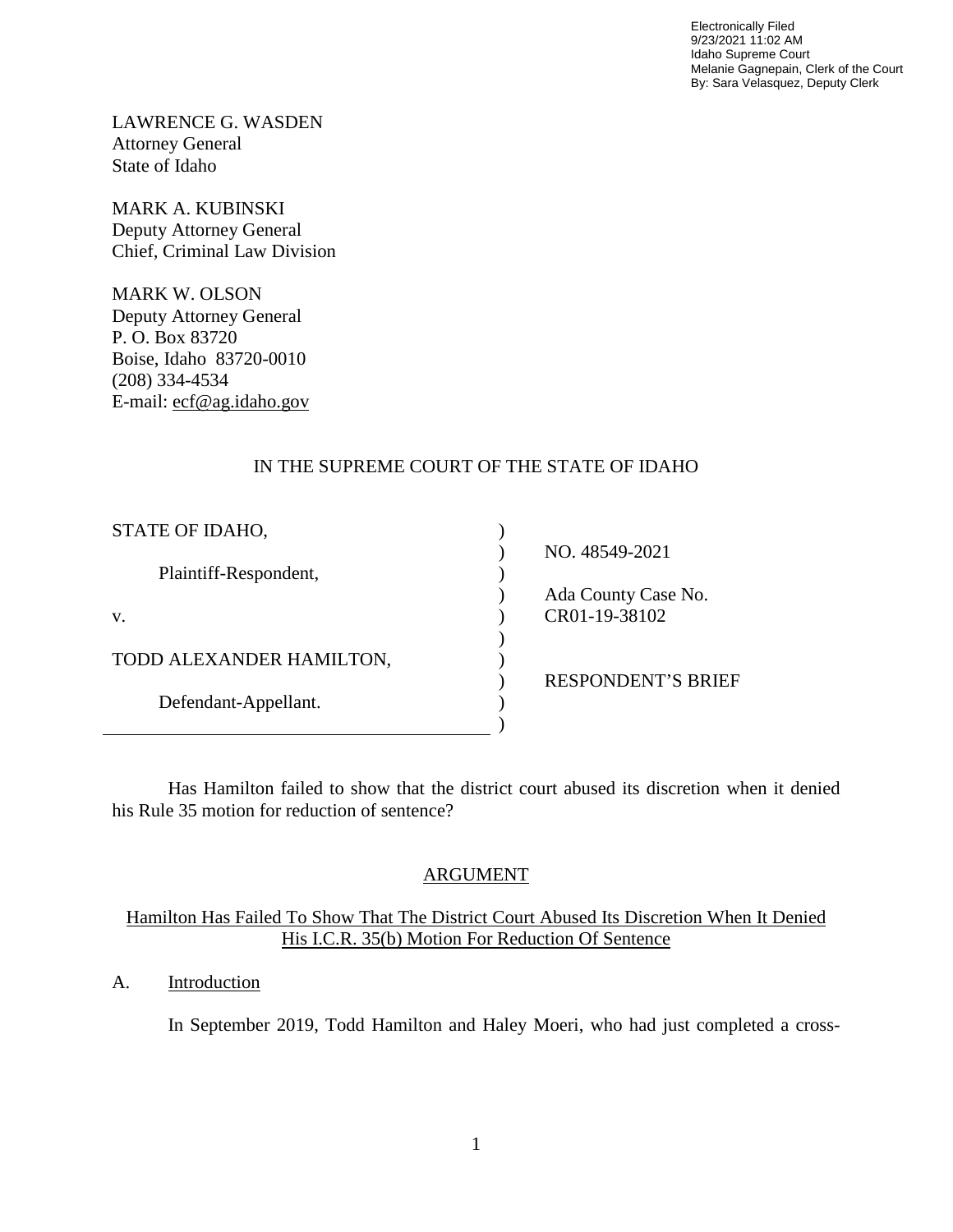Electronically Filed
9/23/2021 11:02 AM
Idaho Supreme Court
Melanie Gagnepain, Clerk of the Court
By: Sara Velasquez, Deputy Clerk

LAWRENCE G. WASDEN
Attorney General
State of Idaho

MARK A. KUBINSKI
Deputy Attorney General
Chief, Criminal Law Division

MARK W. OLSON
Deputy Attorney General
P. O. Box 83720
Boise, Idaho 83720-0010
(208) 334-4534
E-mail: ecf@ag.idaho.gov

IN THE SUPREME COURT OF THE STATE OF IDAHO

| | |
|---|---|
| STATE OF IDAHO, | NO. 48549-2021 |
| Plaintiff-Respondent, | Ada County Case No. |
| v. | CR01-19-38102 |
| TODD ALEXANDER HAMILTON, | RESPONDENT'S BRIEF |
| Defendant-Appellant. | |

Has Hamilton failed to show that the district court abused its discretion when it denied his Rule 35 motion for reduction of sentence?

## ARGUMENT

### Hamilton Has Failed To Show That The District Court Abused Its Discretion When It Denied His I.C.R. 35(b) Motion For Reduction Of Sentence

A. Introduction

In September 2019, Todd Hamilton and Haley Moeri, who had just completed a cross-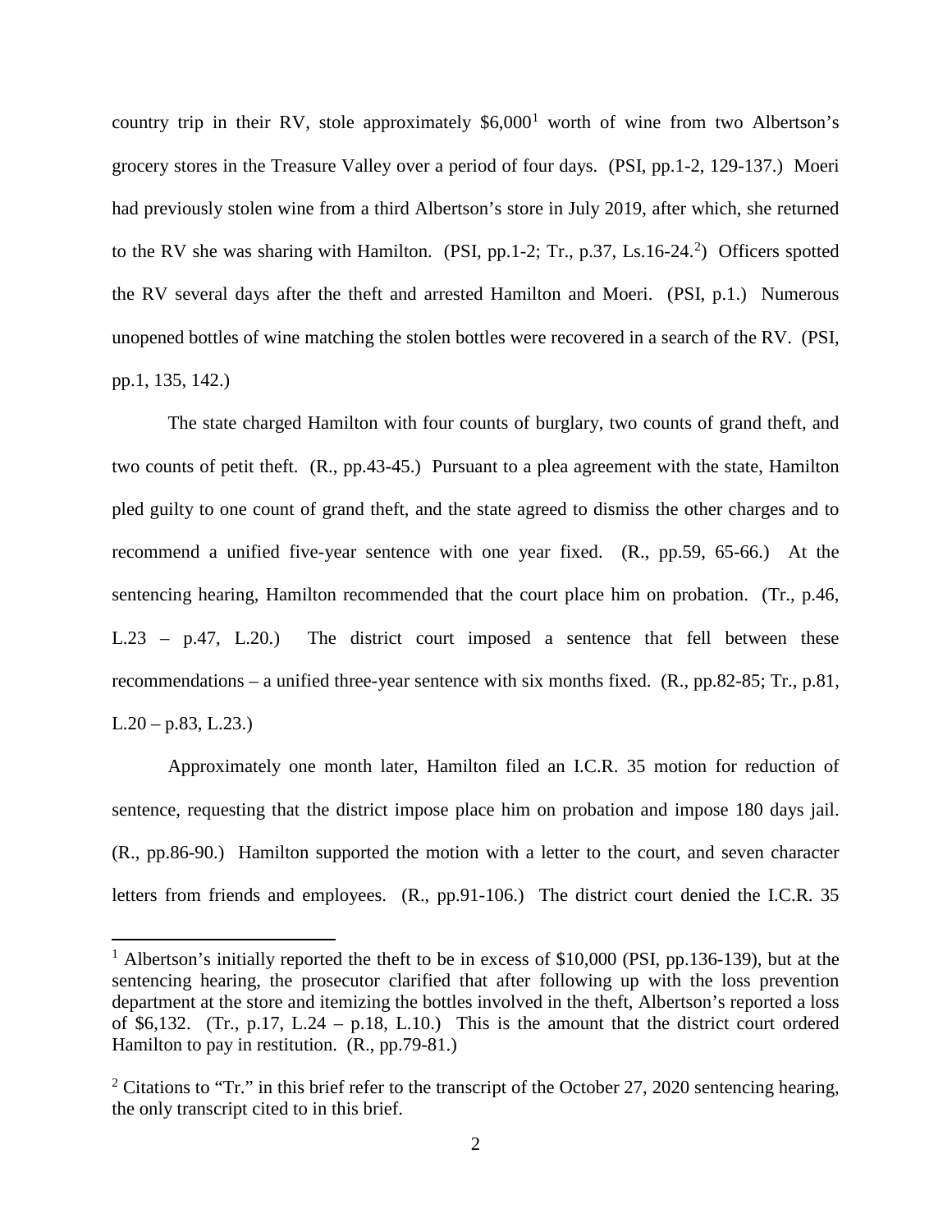country trip in their RV, stole approximately $6,000[1] worth of wine from two Albertson's grocery stores in the Treasure Valley over a period of four days. (PSI, pp.1-2, 129-137.) Moeri had previously stolen wine from a third Albertson's store in July 2019, after which, she returned to the RV she was sharing with Hamilton. (PSI, pp.1-2; Tr., p.37, Ls.16-24.[2]) Officers spotted the RV several days after the theft and arrested Hamilton and Moeri. (PSI, p.1.) Numerous unopened bottles of wine matching the stolen bottles were recovered in a search of the RV. (PSI, pp.1, 135, 142.)

The state charged Hamilton with four counts of burglary, two counts of grand theft, and two counts of petit theft. (R., pp.43-45.) Pursuant to a plea agreement with the state, Hamilton pled guilty to one count of grand theft, and the state agreed to dismiss the other charges and to recommend a unified five-year sentence with one year fixed. (R., pp.59, 65-66.) At the sentencing hearing, Hamilton recommended that the court place him on probation. (Tr., p.46, L.23 – p.47, L.20.) The district court imposed a sentence that fell between these recommendations – a unified three-year sentence with six months fixed. (R., pp.82-85; Tr., p.81, L.20 – p.83, L.23.)

Approximately one month later, Hamilton filed an I.C.R. 35 motion for reduction of sentence, requesting that the district impose place him on probation and impose 180 days jail. (R., pp.86-90.) Hamilton supported the motion with a letter to the court, and seven character letters from friends and employees. (R., pp.91-106.) The district court denied the I.C.R. 35

---

[1] Albertson's initially reported the theft to be in excess of $10,000 (PSI, pp.136-139), but at the sentencing hearing, the prosecutor clarified that after following up with the loss prevention department at the store and itemizing the bottles involved in the theft, Albertson's reported a loss of $6,132. (Tr., p.17, L.24 – p.18, L.10.) This is the amount that the district court ordered Hamilton to pay in restitution. (R., pp.79-81.)

[2] Citations to "Tr." in this brief refer to the transcript of the October 27, 2020 sentencing hearing, the only transcript cited to in this brief.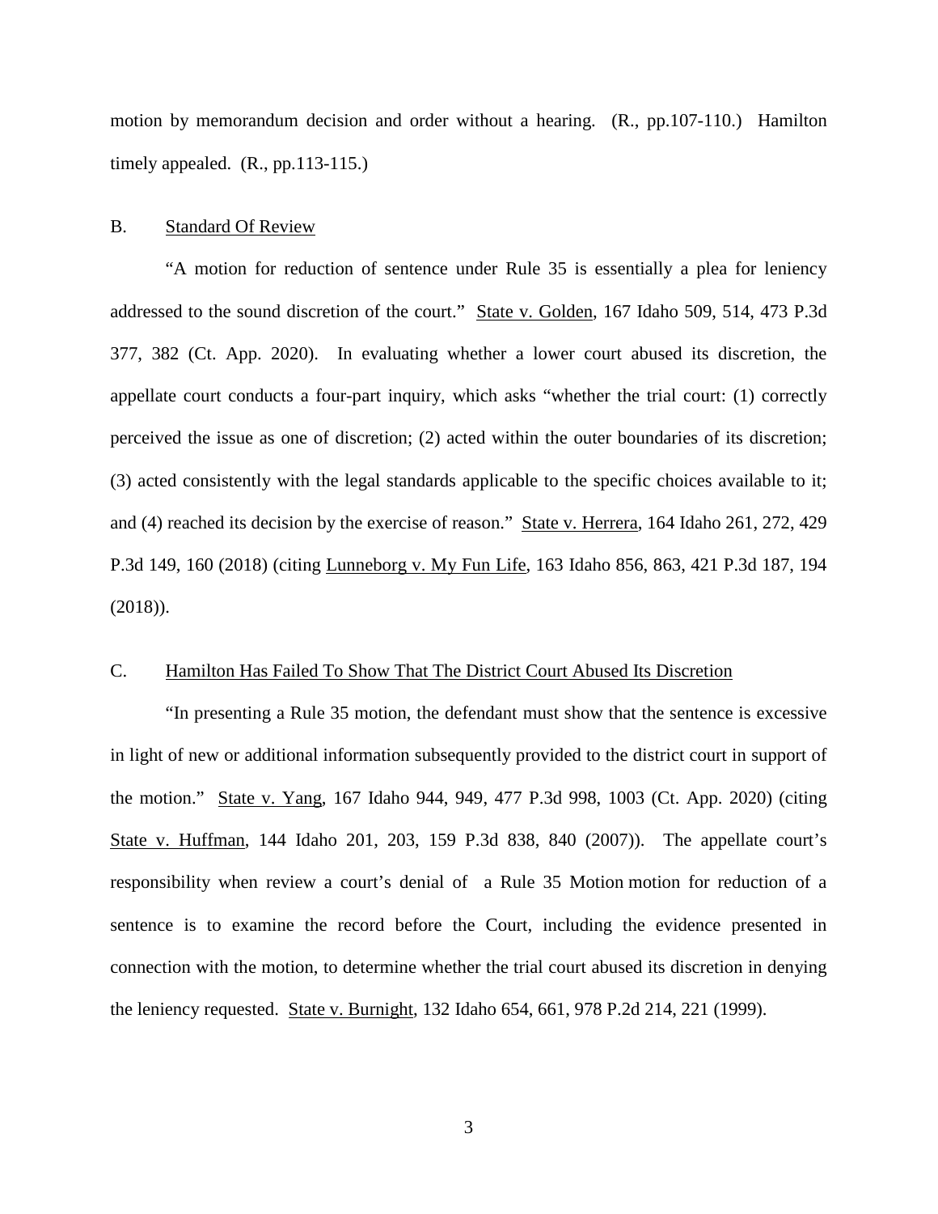motion by memorandum decision and order without a hearing. (R., pp.107-110.) Hamilton timely appealed. (R., pp.113-115.)

### B. Standard Of Review

"A motion for reduction of sentence under Rule 35 is essentially a plea for leniency addressed to the sound discretion of the court." State v. Golden, 167 Idaho 509, 514, 473 P.3d 377, 382 (Ct. App. 2020). In evaluating whether a lower court abused its discretion, the appellate court conducts a four-part inquiry, which asks "whether the trial court: (1) correctly perceived the issue as one of discretion; (2) acted within the outer boundaries of its discretion; (3) acted consistently with the legal standards applicable to the specific choices available to it; and (4) reached its decision by the exercise of reason." State v. Herrera, 164 Idaho 261, 272, 429 P.3d 149, 160 (2018) (citing Lunneborg v. My Fun Life, 163 Idaho 856, 863, 421 P.3d 187, 194 (2018)).

### C. Hamilton Has Failed To Show That The District Court Abused Its Discretion

"In presenting a Rule 35 motion, the defendant must show that the sentence is excessive in light of new or additional information subsequently provided to the district court in support of the motion." State v. Yang, 167 Idaho 944, 949, 477 P.3d 998, 1003 (Ct. App. 2020) (citing State v. Huffman, 144 Idaho 201, 203, 159 P.3d 838, 840 (2007)). The appellate court's responsibility when review a court's denial of a Rule 35 Motion motion for reduction of a sentence is to examine the record before the Court, including the evidence presented in connection with the motion, to determine whether the trial court abused its discretion in denying the leniency requested. State v. Burnight, 132 Idaho 654, 661, 978 P.2d 214, 221 (1999).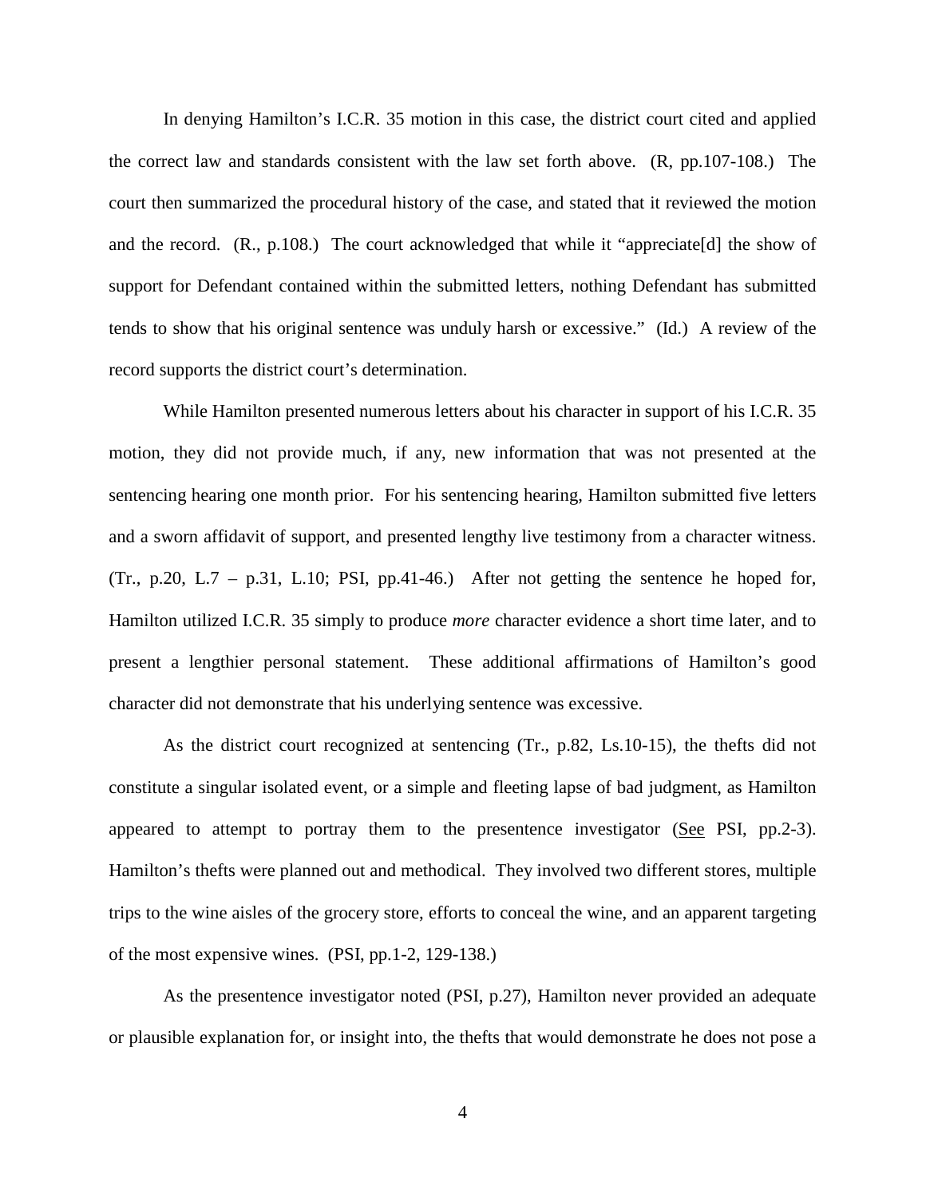In denying Hamilton's I.C.R. 35 motion in this case, the district court cited and applied the correct law and standards consistent with the law set forth above. (R, pp.107-108.) The court then summarized the procedural history of the case, and stated that it reviewed the motion and the record. (R., p.108.) The court acknowledged that while it "appreciate[d] the show of support for Defendant contained within the submitted letters, nothing Defendant has submitted tends to show that his original sentence was unduly harsh or excessive." (Id.) A review of the record supports the district court's determination.

While Hamilton presented numerous letters about his character in support of his I.C.R. 35 motion, they did not provide much, if any, new information that was not presented at the sentencing hearing one month prior. For his sentencing hearing, Hamilton submitted five letters and a sworn affidavit of support, and presented lengthy live testimony from a character witness. (Tr., p.20, L.7 – p.31, L.10; PSI, pp.41-46.) After not getting the sentence he hoped for, Hamilton utilized I.C.R. 35 simply to produce *more* character evidence a short time later, and to present a lengthier personal statement. These additional affirmations of Hamilton's good character did not demonstrate that his underlying sentence was excessive.

As the district court recognized at sentencing (Tr., p.82, Ls.10-15), the thefts did not constitute a singular isolated event, or a simple and fleeting lapse of bad judgment, as Hamilton appeared to attempt to portray them to the presentence investigator (See PSI, pp.2-3). Hamilton's thefts were planned out and methodical. They involved two different stores, multiple trips to the wine aisles of the grocery store, efforts to conceal the wine, and an apparent targeting of the most expensive wines. (PSI, pp.1-2, 129-138.)

As the presentence investigator noted (PSI, p.27), Hamilton never provided an adequate or plausible explanation for, or insight into, the thefts that would demonstrate he does not pose a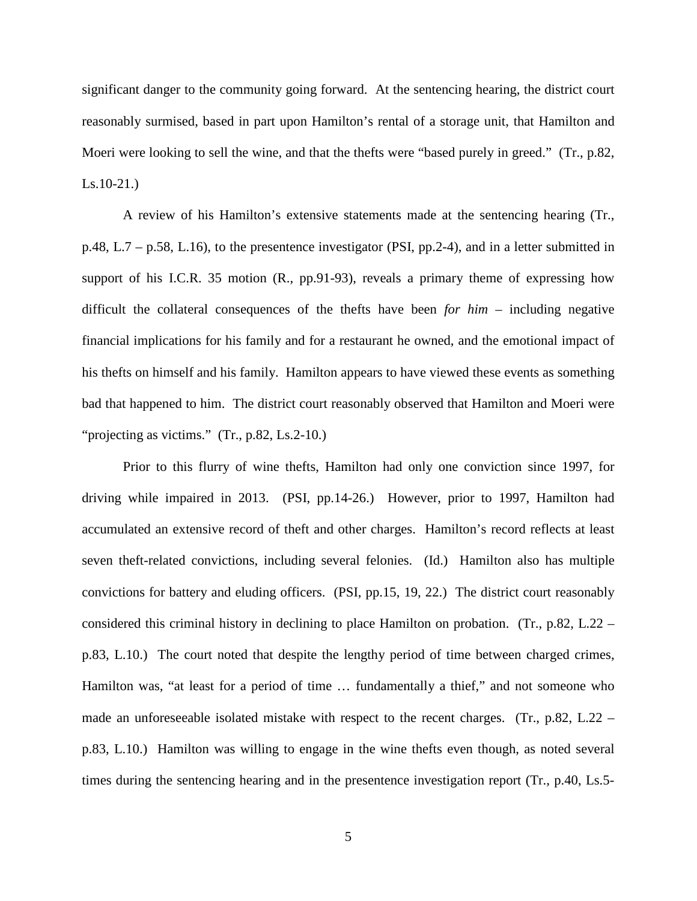significant danger to the community going forward. At the sentencing hearing, the district court reasonably surmised, based in part upon Hamilton's rental of a storage unit, that Hamilton and Moeri were looking to sell the wine, and that the thefts were "based purely in greed." (Tr., p.82, Ls.10-21.)

A review of his Hamilton's extensive statements made at the sentencing hearing (Tr., p.48, L.7 – p.58, L.16), to the presentence investigator (PSI, pp.2-4), and in a letter submitted in support of his I.C.R. 35 motion (R., pp.91-93), reveals a primary theme of expressing how difficult the collateral consequences of the thefts have been *for him* – including negative financial implications for his family and for a restaurant he owned, and the emotional impact of his thefts on himself and his family. Hamilton appears to have viewed these events as something bad that happened to him. The district court reasonably observed that Hamilton and Moeri were "projecting as victims." (Tr., p.82, Ls.2-10.)

Prior to this flurry of wine thefts, Hamilton had only one conviction since 1997, for driving while impaired in 2013. (PSI, pp.14-26.) However, prior to 1997, Hamilton had accumulated an extensive record of theft and other charges. Hamilton's record reflects at least seven theft-related convictions, including several felonies. (Id.) Hamilton also has multiple convictions for battery and eluding officers. (PSI, pp.15, 19, 22.) The district court reasonably considered this criminal history in declining to place Hamilton on probation. (Tr., p.82, L.22 – p.83, L.10.) The court noted that despite the lengthy period of time between charged crimes, Hamilton was, "at least for a period of time … fundamentally a thief," and not someone who made an unforeseeable isolated mistake with respect to the recent charges. (Tr., p.82, L.22 – p.83, L.10.) Hamilton was willing to engage in the wine thefts even though, as noted several times during the sentencing hearing and in the presentence investigation report (Tr., p.40, Ls.5-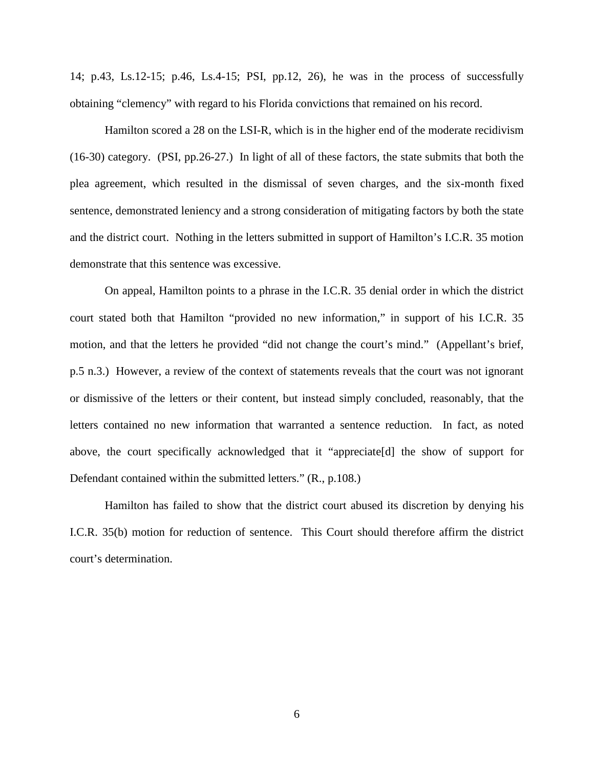14; p.43, Ls.12-15; p.46, Ls.4-15; PSI, pp.12, 26), he was in the process of successfully obtaining "clemency" with regard to his Florida convictions that remained on his record.

Hamilton scored a 28 on the LSI-R, which is in the higher end of the moderate recidivism (16-30) category. (PSI, pp.26-27.) In light of all of these factors, the state submits that both the plea agreement, which resulted in the dismissal of seven charges, and the six-month fixed sentence, demonstrated leniency and a strong consideration of mitigating factors by both the state and the district court. Nothing in the letters submitted in support of Hamilton's I.C.R. 35 motion demonstrate that this sentence was excessive.

On appeal, Hamilton points to a phrase in the I.C.R. 35 denial order in which the district court stated both that Hamilton "provided no new information," in support of his I.C.R. 35 motion, and that the letters he provided "did not change the court's mind." (Appellant's brief, p.5 n.3.) However, a review of the context of statements reveals that the court was not ignorant or dismissive of the letters or their content, but instead simply concluded, reasonably, that the letters contained no new information that warranted a sentence reduction. In fact, as noted above, the court specifically acknowledged that it "appreciate[d] the show of support for Defendant contained within the submitted letters." (R., p.108.)

Hamilton has failed to show that the district court abused its discretion by denying his I.C.R. 35(b) motion for reduction of sentence. This Court should therefore affirm the district court's determination.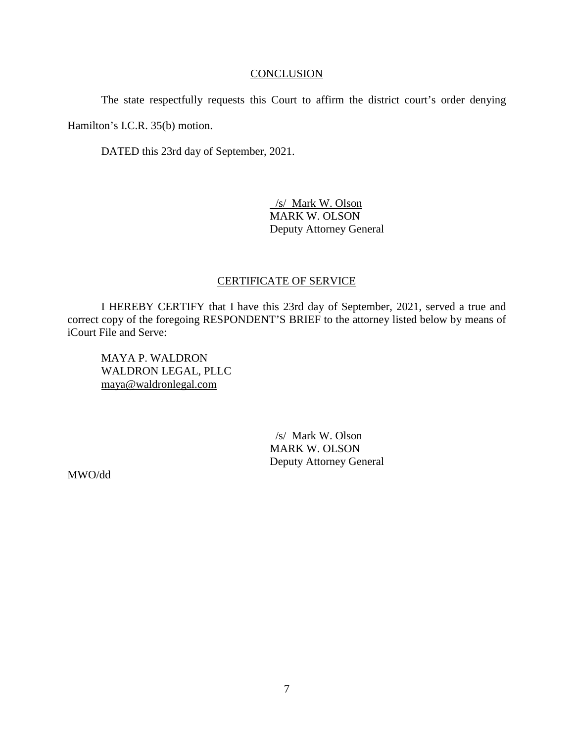## CONCLUSION

The state respectfully requests this Court to affirm the district court's order denying Hamilton's I.C.R. 35(b) motion.

DATED this 23rd day of September, 2021.

/s/ Mark W. Olson
MARK W. OLSON
Deputy Attorney General

## CERTIFICATE OF SERVICE

I HEREBY CERTIFY that I have this 23rd day of September, 2021, served a true and correct copy of the foregoing RESPONDENT'S BRIEF to the attorney listed below by means of iCourt File and Serve:

MAYA P. WALDRON
WALDRON LEGAL, PLLC
maya@waldronlegal.com

/s/ Mark W. Olson
MARK W. OLSON
Deputy Attorney General

MWO/dd